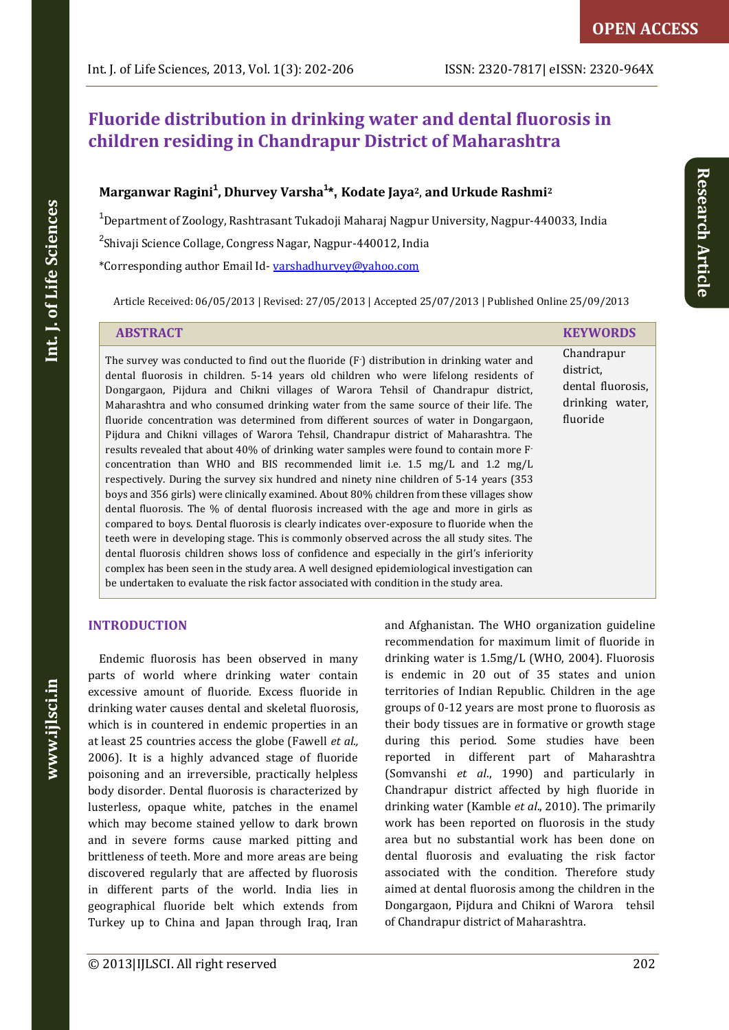OPEN ACCESS

Research Article

# Fluoride distribution in drinking water and dental fluorosis in children residing in Chandrapur District of Maharashtra

**Marganwar Ragini[1], Dhurvey Varsha[1]*, Kodate Jaya[2], and Urkude Rashmi[2]**

[1]Department of Zoology, Rashtrasant Tukadoji Maharaj Nagpur University, Nagpur-440033, India

[2]Shivaji Science Collage, Congress Nagar, Nagpur-440012, India

*Corresponding author Email Id- varshadhurvey@yahoo.com

Article Received: 06/05/2013 | Revised: 27/05/2013 | Accepted 25/07/2013 | Published Online 25/09/2013

## ABSTRACT

The survey was conducted to find out the fluoride ($F^-$) distribution in drinking water and dental fluorosis in children. 5-14 years old children who were lifelong residents of Dongargaon, Pijdura and Chikni villages of Warora Tehsil of Chandrapur district, Maharashtra and who consumed drinking water from the same source of their life. The fluoride concentration was determined from different sources of water in Dongargaon, Pijdura and Chikni villages of Warora Tehsil, Chandrapur district of Maharashtra. The results revealed that about 40% of drinking water samples were found to contain more $F^-$ concentration than WHO and BIS recommended limit i.e. 1.5 mg/L and 1.2 mg/L respectively. During the survey six hundred and ninety nine children of 5-14 years (353 boys and 356 girls) were clinically examined. About 80% children from these villages show dental fluorosis. The % of dental fluorosis increased with the age and more in girls as compared to boys. Dental fluorosis is clearly indicates over-exposure to fluoride when the teeth were in developing stage. This is commonly observed across the all study sites. The dental fluorosis children shows loss of confidence and especially in the girl's inferiority complex has been seen in the study area. A well designed epidemiological investigation can be undertaken to evaluate the risk factor associated with condition in the study area.

## KEYWORDS

Chandrapur district, dental fluorosis, drinking water, fluoride

## INTRODUCTION

Endemic fluorosis has been observed in many parts of world where drinking water contain excessive amount of fluoride. Excess fluoride in drinking water causes dental and skeletal fluorosis, which is in countered in endemic properties in an at least 25 countries access the globe (Fawell *et al.,* 2006). It is a highly advanced stage of fluoride poisoning and an irreversible, practically helpless body disorder. Dental fluorosis is characterized by lusterless, opaque white, patches in the enamel which may become stained yellow to dark brown and in severe forms cause marked pitting and brittleness of teeth. More and more areas are being discovered regularly that are affected by fluorosis in different parts of the world. India lies in geographical fluoride belt which extends from Turkey up to China and Japan through Iraq, Iran and Afghanistan. The WHO organization guideline recommendation for maximum limit of fluoride in drinking water is 1.5mg/L (WHO, 2004). Fluorosis is endemic in 20 out of 35 states and union territories of Indian Republic. Children in the age groups of 0-12 years are most prone to fluorosis as their body tissues are in formative or growth stage during this period. Some studies have been reported in different part of Maharashtra (Somvanshi *et al*., 1990) and particularly in Chandrapur district affected by high fluoride in drinking water (Kamble *et al*., 2010). The primarily work has been reported on fluorosis in the study area but no substantial work has been done on dental fluorosis and evaluating the risk factor associated with the condition. Therefore study aimed at dental fluorosis among the children in the Dongargaon, Pijdura and Chikni of Warora tehsil of Chandrapur district of Maharashtra.

© 2013|IJLSCI. All right reserved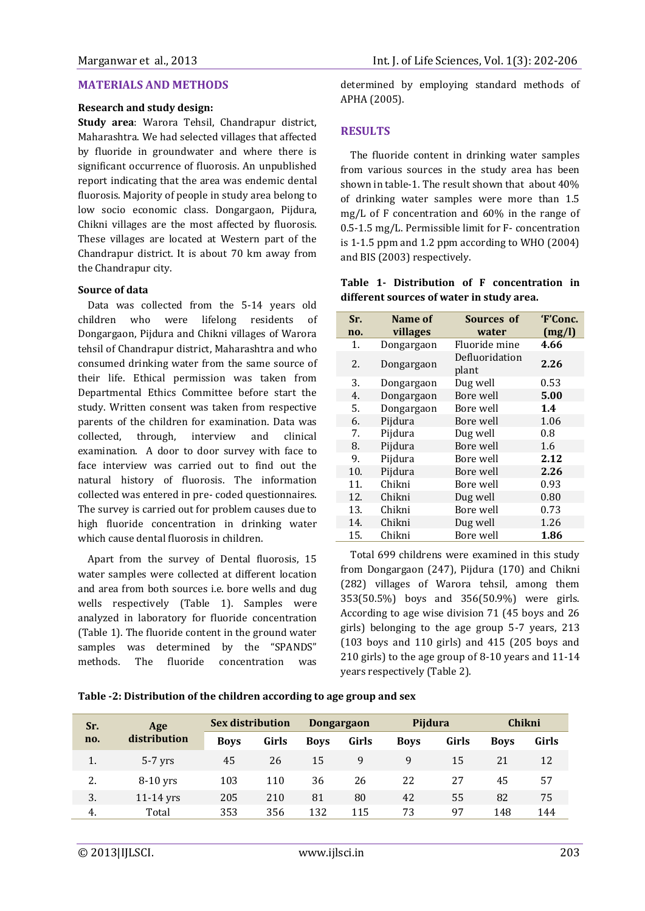## MATERIALS AND METHODS

**Research and study design:**

**Study area**: Warora Tehsil, Chandrapur district, Maharashtra. We had selected villages that affected by fluoride in groundwater and where there is significant occurrence of fluorosis. An unpublished report indicating that the area was endemic dental fluorosis. Majority of people in study area belong to low socio economic class. Dongargaon, Pijdura, Chikni villages are the most affected by fluorosis. These villages are located at Western part of the Chandrapur district. It is about 70 km away from the Chandrapur city.

**Source of data**

Data was collected from the 5-14 years old children who were lifelong residents of Dongargaon, Pijdura and Chikni villages of Warora tehsil of Chandrapur district, Maharashtra and who consumed drinking water from the same source of their life. Ethical permission was taken from Departmental Ethics Committee before start the study. Written consent was taken from respective parents of the children for examination. Data was collected, through, interview and clinical examination. A door to door survey with face to face interview was carried out to find out the natural history of fluorosis. The information collected was entered in pre- coded questionnaires. The survey is carried out for problem causes due to high fluoride concentration in drinking water which cause dental fluorosis in children.

Apart from the survey of Dental fluorosis, 15 water samples were collected at different location and area from both sources i.e. bore wells and dug wells respectively (Table 1). Samples were analyzed in laboratory for fluoride concentration (Table 1). The fluoride content in the ground water samples was determined by the "SPANDS" methods. The fluoride concentration was determined by employing standard methods of APHA (2005).

## RESULTS

The fluoride content in drinking water samples from various sources in the study area has been shown in table-1. The result shown that about 40% of drinking water samples were more than 1.5 mg/L of F concentration and 60% in the range of 0.5-1.5 mg/L. Permissible limit for F- concentration is 1-1.5 ppm and 1.2 ppm according to WHO (2004) and BIS (2003) respectively.

**Table 1- Distribution of F concentration in different sources of water in study area.**

| Sr. no. | Name of villages | Sources of water | 'F'Conc. (mg/l) |
|---|---|---|---|
| 1. | Dongargaon | Fluoride mine | **4.66** |
| 2. | Dongargaon | Defluoridation plant | **2.26** |
| 3. | Dongargaon | Dug well | 0.53 |
| 4. | Dongargaon | Bore well | **5.00** |
| 5. | Dongargaon | Bore well | **1.4** |
| 6. | Pijdura | Bore well | 1.06 |
| 7. | Pijdura | Dug well | 0.8 |
| 8. | Pijdura | Bore well | 1.6 |
| 9. | Pijdura | Bore well | **2.12** |
| 10. | Pijdura | Bore well | **2.26** |
| 11. | Chikni | Bore well | 0.93 |
| 12. | Chikni | Dug well | 0.80 |
| 13. | Chikni | Bore well | 0.73 |
| 14. | Chikni | Dug well | 1.26 |
| 15. | Chikni | Bore well | **1.86** |

Total 699 childrens were examined in this study from Dongargaon (247), Pijdura (170) and Chikni (282) villages of Warora tehsil, among them 353(50.5%) boys and 356(50.9%) were girls. According to age wise division 71 (45 boys and 26 girls) belonging to the age group 5-7 years, 213 (103 boys and 110 girls) and 415 (205 boys and 210 girls) to the age group of 8-10 years and 11-14 years respectively (Table 2).

**Table -2: Distribution of the children according to age group and sex**

| Sr. no. | Age distribution | Sex distribution | | Dongargaon | | Pijdura | | Chikni | |
|---|---|---|---|---|---|---|---|---|---|
| | | Boys | Girls | Boys | Girls | Boys | Girls | Boys | Girls |
| 1. | 5-7 yrs | 45 | 26 | 15 | 9 | 9 | 15 | 21 | 12 |
| 2. | 8-10 yrs | 103 | 110 | 36 | 26 | 22 | 27 | 45 | 57 |
| 3. | 11-14 yrs | 205 | 210 | 81 | 80 | 42 | 55 | 82 | 75 |
| 4. | Total | 353 | 356 | 132 | 115 | 73 | 97 | 148 | 144 |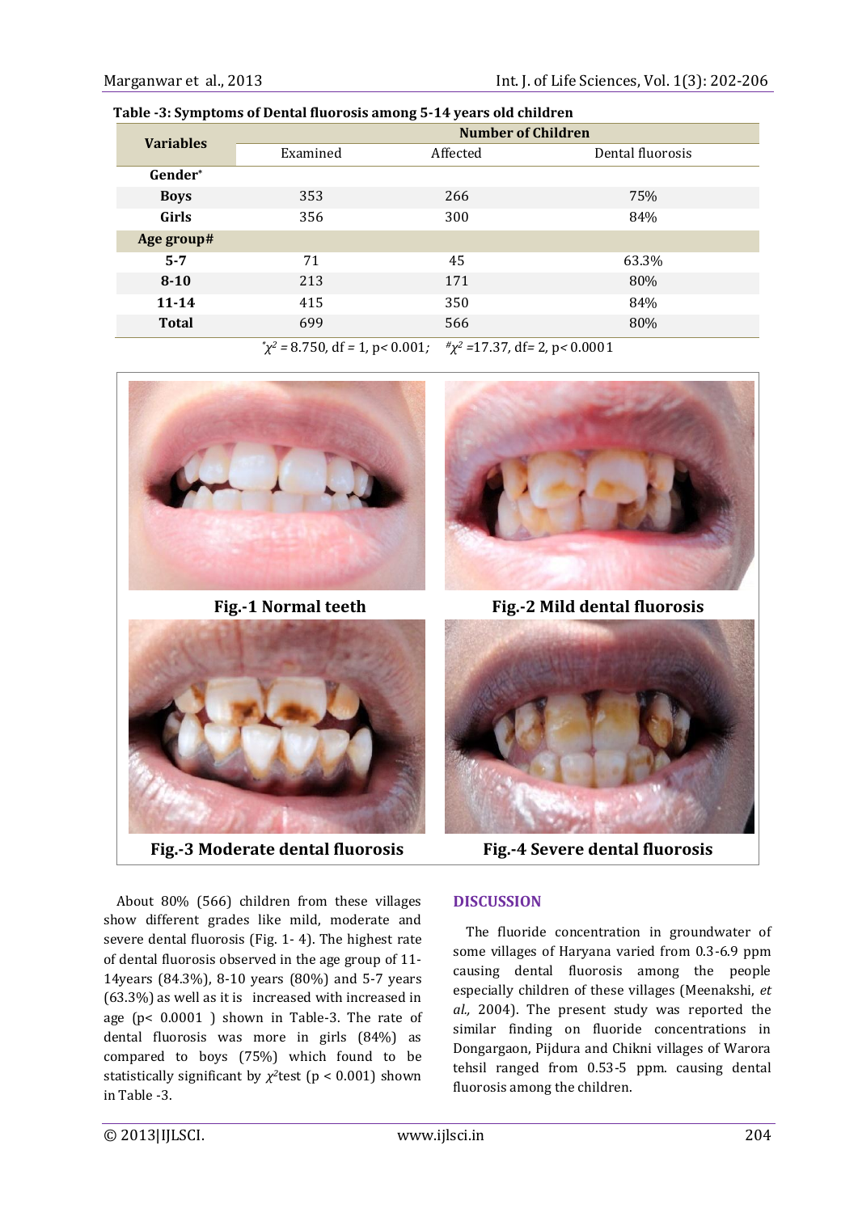**Table -3: Symptoms of Dental fluorosis among 5-14 years old children**

| Variables | Number of Children | | |
|---|---|---|---|
| | Examined | Affected | Dental fluorosis |
| **Gender*** | | | |
| **Boys** | 353 | 266 | 75% |
| **Girls** | 356 | 300 | 84% |
| **Age group#** | | | |
| **5-7** | 71 | 45 | 63.3% |
| **8-10** | 213 | 171 | 80% |
| **11-14** | 415 | 350 | 84% |
| **Total** | 699 | 566 | 80% |

*$\chi^2$ = 8.750, df = 1, $p < 0.001$; #$\chi^2$ =17.37, df= 2, $p < 0.0001$

**Fig.-1 Normal teeth**

**Fig.-2 Mild dental fluorosis**

**Fig.-3 Moderate dental fluorosis**

**Fig.-4 Severe dental fluorosis**

About 80% (566) children from these villages show different grades like mild, moderate and severe dental fluorosis (Fig. 1- 4). The highest rate of dental fluorosis observed in the age group of 11-14years (84.3%), 8-10 years (80%) and 5-7 years (63.3%) as well as it is increased with increased in age ($p < 0.0001$ ) shown in Table-3. The rate of dental fluorosis was more in girls (84%) as compared to boys (75%) which found to be statistically significant by $\chi^2$test ($p < 0.001$) shown in Table -3.

## DISCUSSION

The fluoride concentration in groundwater of some villages of Haryana varied from 0.3-6.9 ppm causing dental fluorosis among the people especially children of these villages (Meenakshi, *et al.,* 2004). The present study was reported the similar finding on fluoride concentrations in Dongargaon, Pijdura and Chikni villages of Warora tehsil ranged from 0.53-5 ppm. causing dental fluorosis among the children.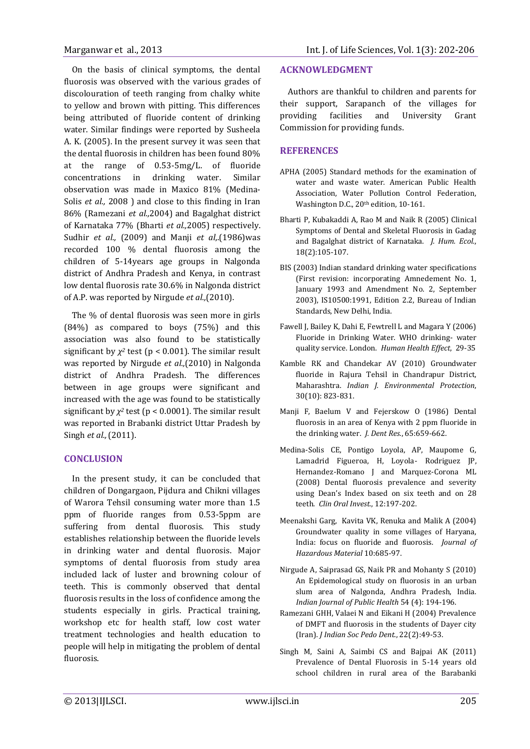On the basis of clinical symptoms, the dental fluorosis was observed with the various grades of discolouration of teeth ranging from chalky white to yellow and brown with pitting. This differences being attributed of fluoride content of drinking water. Similar findings were reported by Susheela A. K. (2005). In the present survey it was seen that the dental fluorosis in children has been found 80% at the range of 0.53-5mg/L. of fluoride concentrations in drinking water. Similar observation was made in Maxico 81% (Medina-Solis *et al.,* 2008 ) and close to this finding in Iran 86% (Ramezani *et al.,*2004) and Bagalghat district of Karnataka 77% (Bharti *et al.,*2005) respectively. Sudhir *et al.,* (2009) and Manji *et al,*.(1986)was recorded 100 % dental fluorosis among the children of 5-14years age groups in Nalgonda district of Andhra Pradesh and Kenya, in contrast low dental fluorosis rate 30.6% in Nalgonda district of A.P. was reported by Nirgude *et al.,*(2010).

The % of dental fluorosis was seen more in girls (84%) as compared to boys (75%) and this association was also found to be statistically significant by $\chi^2$ test ($p < 0.001$). The similar result was reported by Nirgude *et al.,*(2010) in Nalgonda district of Andhra Pradesh. The differences between in age groups were significant and increased with the age was found to be statistically significant by $\chi^2$ test ($p < 0.0001$). The similar result was reported in Brabanki district Uttar Pradesh by Singh *et al.,* (2011).

## CONCLUSION

In the present study, it can be concluded that children of Dongargaon, Pijdura and Chikni villages of Warora Tehsil consuming water more than 1.5 ppm of fluoride ranges from 0.53-5ppm are suffering from dental fluorosis. This study establishes relationship between the fluoride levels in drinking water and dental fluorosis. Major symptoms of dental fluorosis from study area included lack of luster and browning colour of teeth. This is commonly observed that dental fluorosis results in the loss of confidence among the students especially in girls. Practical training, workshop etc for health staff, low cost water treatment technologies and health education to people will help in mitigating the problem of dental fluorosis.

## ACKNOWLEDGMENT

Authors are thankful to children and parents for their support, Sarapanch of the villages for providing facilities and University Grant Commission for providing funds.

## REFERENCES

APHA (2005) Standard methods for the examination of water and waste water. American Public Health Association, Water Pollution Control Federation, Washington D.C., 20th edition, 10-161.

Bharti P, Kubakaddi A, Rao M and Naik R (2005) Clinical Symptoms of Dental and Skeletal Fluorosis in Gadag and Bagalghat district of Karnataka. *J. Hum. Ecol.*, 18(2):105-107.

BIS (2003) Indian standard drinking water specifications (First revision: incorporating Amnedement No. 1, January 1993 and Amendment No. 2, September 2003), IS10500:1991, Edition 2.2, Bureau of Indian Standards, New Delhi, India.

Fawell J, Bailey K, Dahi E, Fewtrell L and Magara Y (2006) Fluoride in Drinking Water. WHO drinking- water quality service. London. *Human Health Effect*, 29-35

Kamble RK and Chandekar AV (2010) Groundwater fluoride in Rajura Tehsil in Chandrapur District, Maharashtra. *Indian J. Environmental Protection*, 30(10): 823-831.

Manji F, Baelum V and Fejerskow O (1986) Dental fluorosis in an area of Kenya with 2 ppm fluoride in the drinking water. *J. Dent Res.*, 65:659-662.

Medina-Solis CE, Pontigo Loyola, AP, Maupome G, Lamadrid Figueroa, H, Loyola- Rodriguez JP, Hernandez-Romano J and Marquez-Corona ML (2008) Dental fluorosis prevalence and severity using Dean's Index based on six teeth and on 28 teeth. *Clin Oral Invest.*, 12:197-202.

Meenakshi Garg, Kavita VK, Renuka and Malik A (2004) Groundwater quality in some villages of Haryana, India: focus on fluoride and fluorosis. *Journal of Hazardous Material* 10:685-97.

Nirgude A, Saiprasad GS, Naik PR and Mohanty S (2010) An Epidemiological study on fluorosis in an urban slum area of Nalgonda, Andhra Pradesh, India. *Indian Journal of Public Health* 54 (4): 194-196.

Ramezani GHH, Valaei N and Eikani H (2004) Prevalence of DMFT and fluorosis in the students of Dayer city (Iran). *J Indian Soc Pedo Dent.*, 22(2):49-53.

Singh M, Saini A, Saimbi CS and Bajpai AK (2011) Prevalence of Dental Fluorosis in 5-14 years old school children in rural area of the Barabanki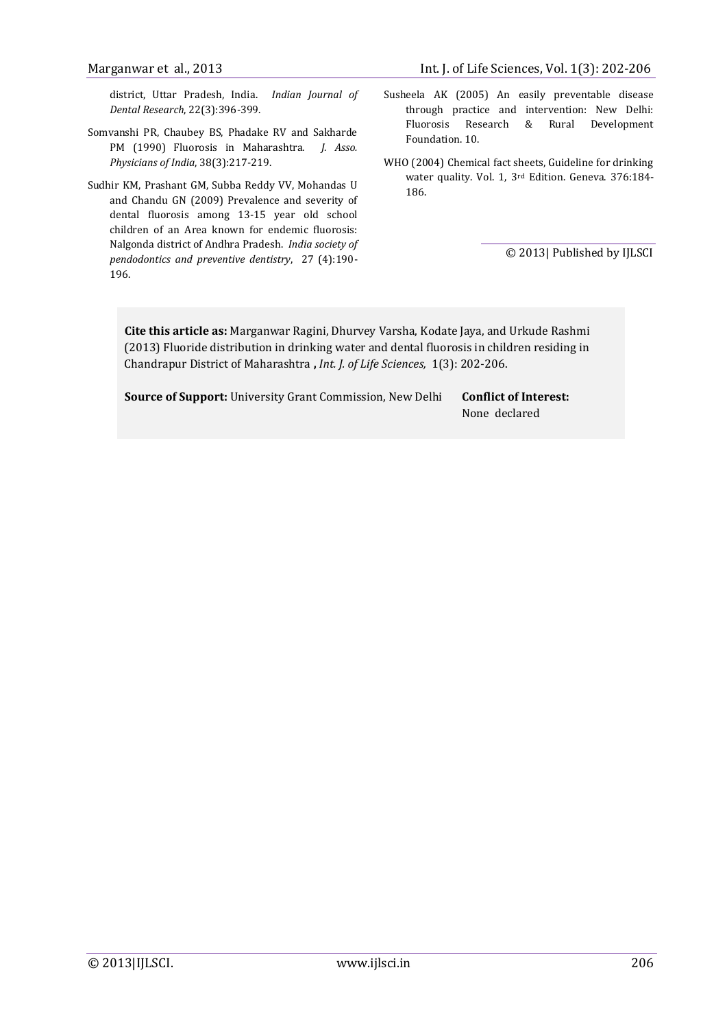district, Uttar Pradesh, India. *Indian Journal of Dental Research*, 22(3):396-399.

Somvanshi PR, Chaubey BS, Phadake RV and Sakharde PM (1990) Fluorosis in Maharashtra. *J. Asso. Physicians of India*, 38(3):217-219.

Sudhir KM, Prashant GM, Subba Reddy VV, Mohandas U and Chandu GN (2009) Prevalence and severity of dental fluorosis among 13-15 year old school children of an Area known for endemic fluorosis: Nalgonda district of Andhra Pradesh. *India society of pendodontics and preventive dentistry*, 27 (4):190-196.

Susheela AK (2005) An easily preventable disease through practice and intervention: New Delhi: Fluorosis Research & Rural Development Foundation. 10.

WHO (2004) Chemical fact sheets, Guideline for drinking water quality. Vol. 1, 3rd Edition. Geneva. 376:184-186.

© 2013| Published by IJLSCI

**Cite this article as:** Marganwar Ragini, Dhurvey Varsha, Kodate Jaya, and Urkude Rashmi (2013) Fluoride distribution in drinking water and dental fluorosis in children residing in Chandrapur District of Maharashtra **,** *Int. J. of Life Sciences,* 1(3): 202-206.

**Source of Support:** University Grant Commission, New Delhi

**Conflict of Interest:** None declared